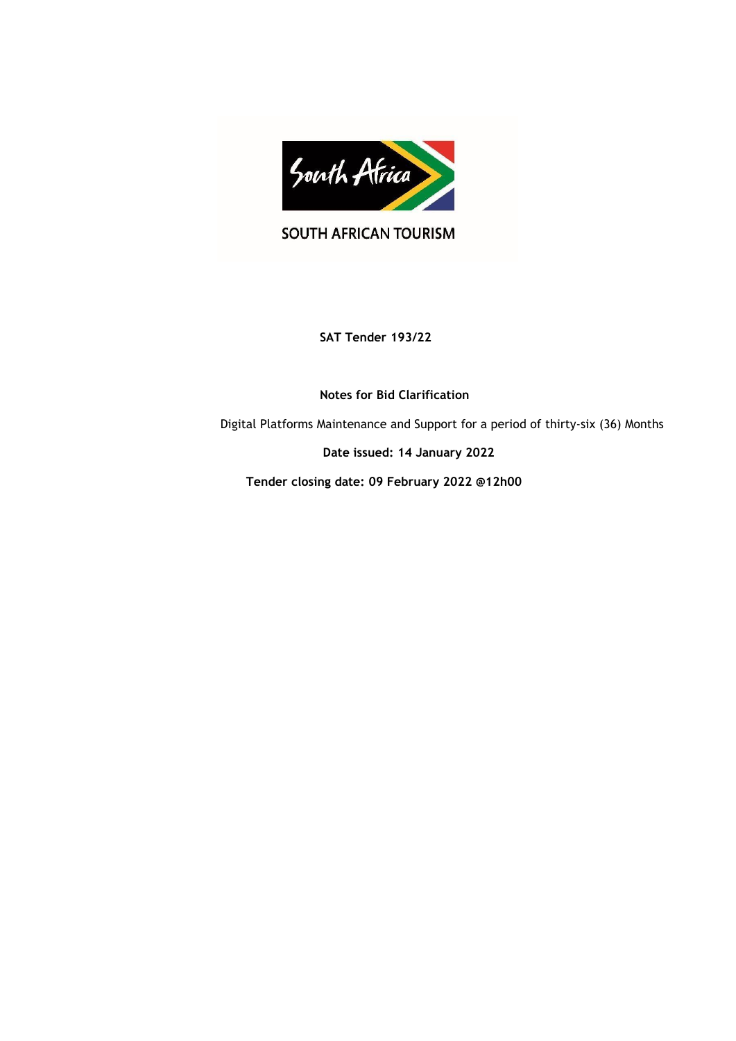SOUTH AFRICAN TOURISM

**SAT Tender 193/22**

**Notes for Bid Clarification**

Digital Platforms Maintenance and Support for a period of thirty-six (36) Months

**Date issued: 14 January 2022**

**Tender closing date: 09 February 2022 @12h00**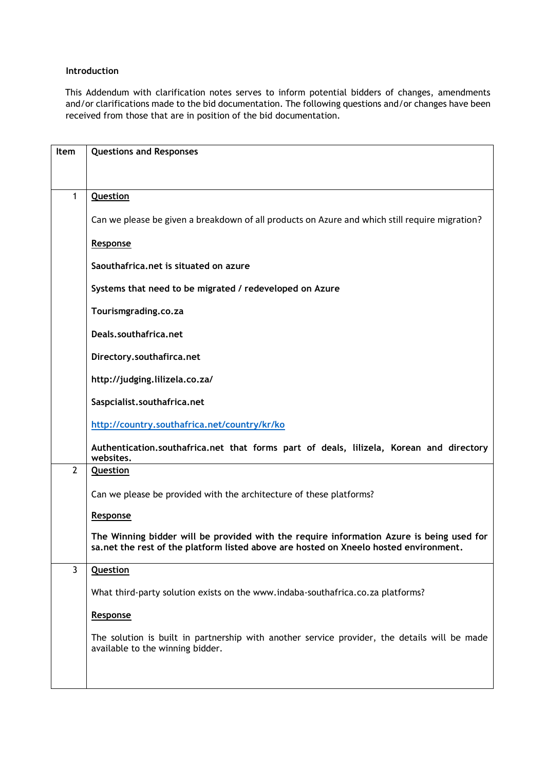**Introduction**

This Addendum with clarification notes serves to inform potential bidders of changes, amendments and/or clarifications made to the bid documentation. The following questions and/or changes have been received from those that are in position of the bid documentation.

| Item | Questions and Responses |
|---|---|
| 1 | <u>**Question**</u><br><br>Can we please be given a breakdown of all products on Azure and which still require migration?<br><br><u>**Response**</u><br><br>**Saouthafrica.net is situated on azure**<br><br>**Systems that need to be migrated / redeveloped on Azure**<br><br>**Tourismgrading.co.za**<br><br>**Deals.southafrica.net**<br><br>**Directory.southafirca.net**<br><br>**http://judging.lilizela.co.za/**<br><br>**Saspcialist.southafrica.net**<br><br>**http://country.southafrica.net/country/kr/ko**<br><br>**Authentication.southafrica.net that forms part of deals, lilizela, Korean and directory websites.** |
| 2 | <u>**Question**</u><br><br>Can we please be provided with the architecture of these platforms?<br><br><u>**Response**</u><br><br>**The Winning bidder will be provided with the require information Azure is being used for sa.net the rest of the platform listed above are hosted on Xneelo hosted environment.** |
| 3 | <u>**Question**</u><br><br>What third-party solution exists on the www.indaba-southafrica.co.za platforms?<br><br><u>**Response**</u><br><br>The solution is built in partnership with another service provider, the details will be made available to the winning bidder. |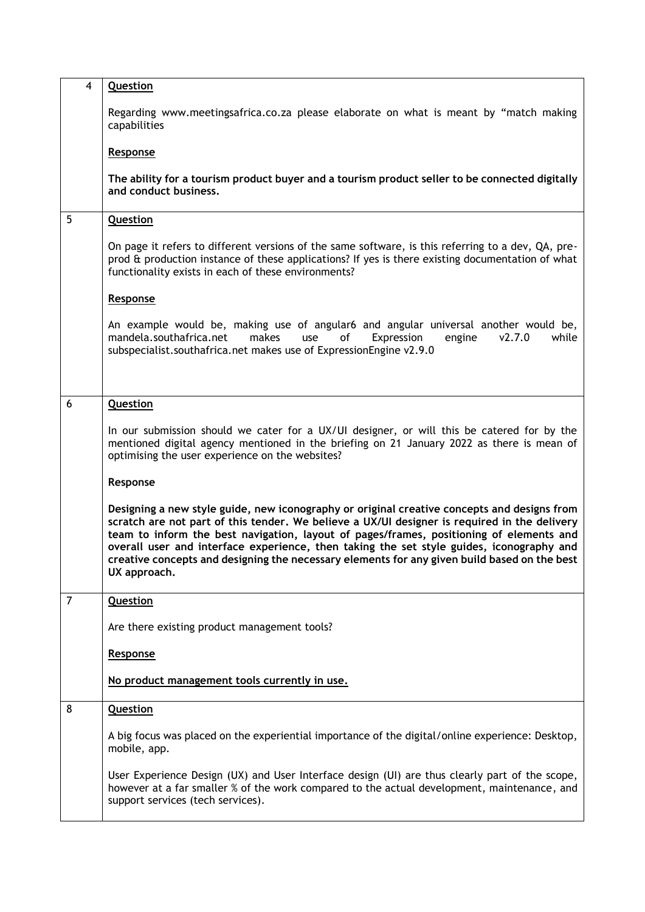| | |
|---|---|
| 4 | **Question**<br><br>Regarding www.meetingsafrica.co.za please elaborate on what is meant by "match making capabilities<br><br>**Response**<br><br>**The ability for a tourism product buyer and a tourism product seller to be connected digitally and conduct business.** |
| 5 | **Question**<br><br>On page it refers to different versions of the same software, is this referring to a dev, QA, pre-prod & production instance of these applications? If yes is there existing documentation of what functionality exists in each of these environments?<br><br>**Response**<br><br>An example would be, making use of angular6 and angular universal another would be, mandela.southafrica.net makes use of Expression engine v2.7.0 while subspecialist.southafrica.net makes use of ExpressionEngine v2.9.0 |
| 6 | **Question**<br><br>In our submission should we cater for a UX/UI designer, or will this be catered for by the mentioned digital agency mentioned in the briefing on 21 January 2022 as there is mean of optimising the user experience on the websites?<br><br>**Response**<br><br>**Designing a new style guide, new iconography or original creative concepts and designs from scratch are not part of this tender. We believe a UX/UI designer is required in the delivery team to inform the best navigation, layout of pages/frames, positioning of elements and overall user and interface experience, then taking the set style guides, iconography and creative concepts and designing the necessary elements for any given build based on the best UX approach.** |
| 7 | **Question**<br><br>Are there existing product management tools?<br><br>**Response**<br><br>**No product management tools currently in use.** |
| 8 | **Question**<br><br>A big focus was placed on the experiential importance of the digital/online experience: Desktop, mobile, app.<br><br>User Experience Design (UX) and User Interface design (UI) are thus clearly part of the scope, however at a far smaller % of the work compared to the actual development, maintenance, and support services (tech services). |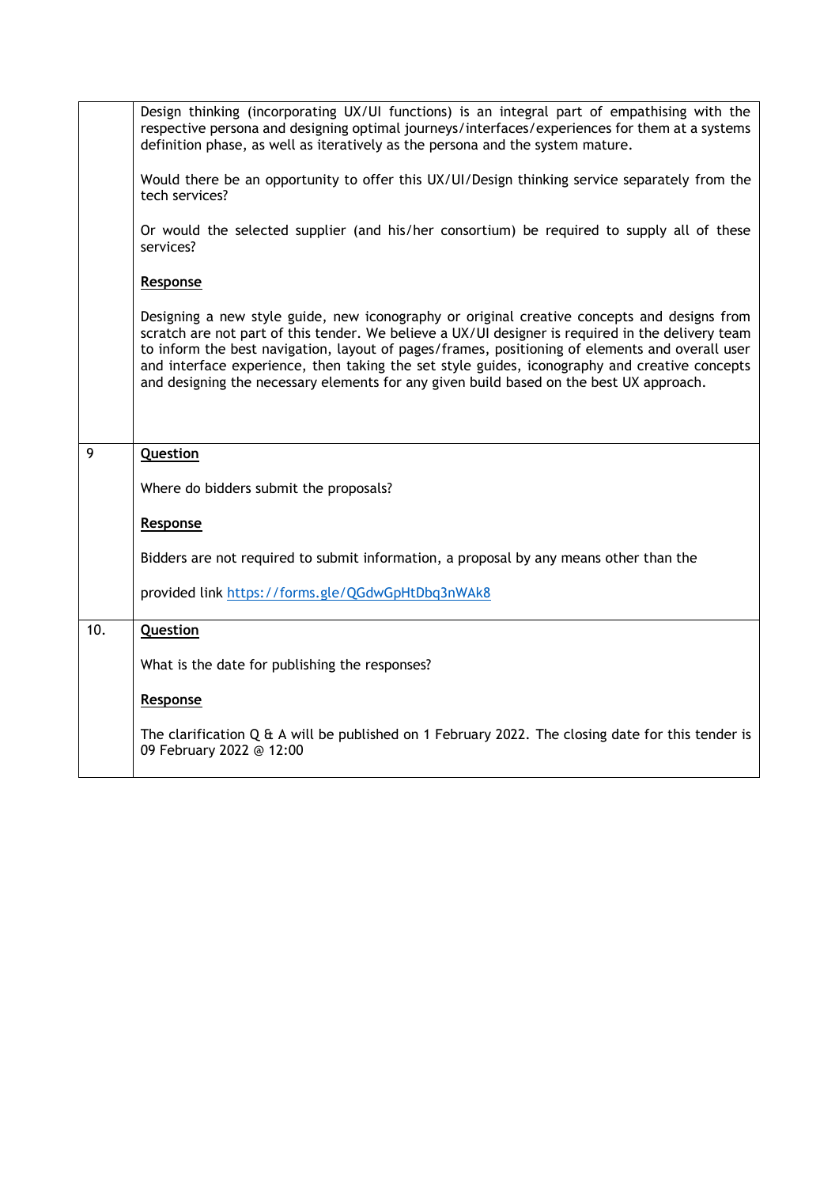| | |
|---|---|
| | Design thinking (incorporating UX/UI functions) is an integral part of empathising with the respective persona and designing optimal journeys/interfaces/experiences for them at a systems definition phase, as well as iteratively as the persona and the system mature.<br><br>Would there be an opportunity to offer this UX/UI/Design thinking service separately from the tech services?<br><br>Or would the selected supplier (and his/her consortium) be required to supply all of these services?<br><br>**Response**<br><br>Designing a new style guide, new iconography or original creative concepts and designs from scratch are not part of this tender. We believe a UX/UI designer is required in the delivery team to inform the best navigation, layout of pages/frames, positioning of elements and overall user and interface experience, then taking the set style guides, iconography and creative concepts and designing the necessary elements for any given build based on the best UX approach. |
| 9 | **Question**<br><br>Where do bidders submit the proposals?<br><br>**Response**<br><br>Bidders are not required to submit information, a proposal by any means other than the<br><br>provided link https://forms.gle/QGdwGpHtDbq3nWAk8 |
| 10. | **Question**<br><br>What is the date for publishing the responses?<br><br>**Response**<br><br>The clarification Q & A will be published on 1 February 2022. The closing date for this tender is 09 February 2022 @ 12:00 |